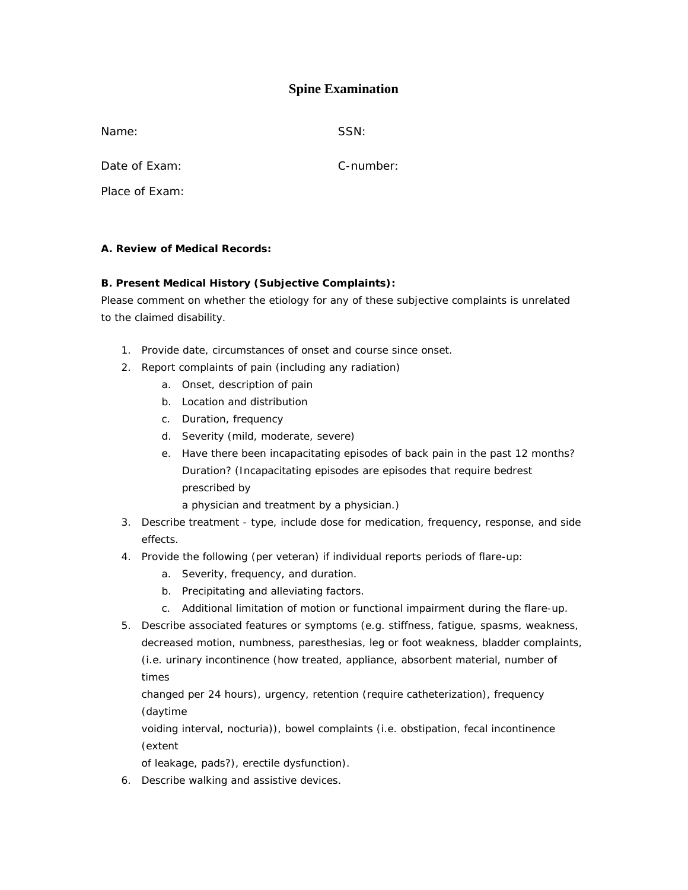# Spine Examination

Name: SSN:

Date of Exam: C-number:

Place of Exam:

**A. Review of Medical Records:**

**B. Present Medical History (Subjective Complaints):**

Please comment on whether the etiology for any of these subjective complaints is unrelated to the claimed disability.

1. Provide date, circumstances of onset and course since onset.
2. Report complaints of pain (including any radiation)
   a. Onset, description of pain
   b. Location and distribution
   c. Duration, frequency
   d. Severity (mild, moderate, severe)
   e. Have there been incapacitating episodes of back pain in the past 12 months? Duration? (Incapacitating episodes are episodes that require bedrest prescribed by a physician and treatment by a physician.)
3. Describe treatment - type, include dose for medication, frequency, response, and side effects.
4. Provide the following (per veteran) if individual reports periods of flare-up:
   a. Severity, frequency, and duration.
   b. Precipitating and alleviating factors.
   c. Additional limitation of motion or functional impairment during the flare-up.
5. Describe associated features or symptoms (e.g. stiffness, fatigue, spasms, weakness, decreased motion, numbness, paresthesias, leg or foot weakness, bladder complaints, (i.e. urinary incontinence (how treated, appliance, absorbent material, number of times changed per 24 hours), urgency, retention (require catheterization), frequency (daytime voiding interval, nocturia)), bowel complaints (i.e. obstipation, fecal incontinence (extent of leakage, pads?), erectile dysfunction).
6. Describe walking and assistive devices.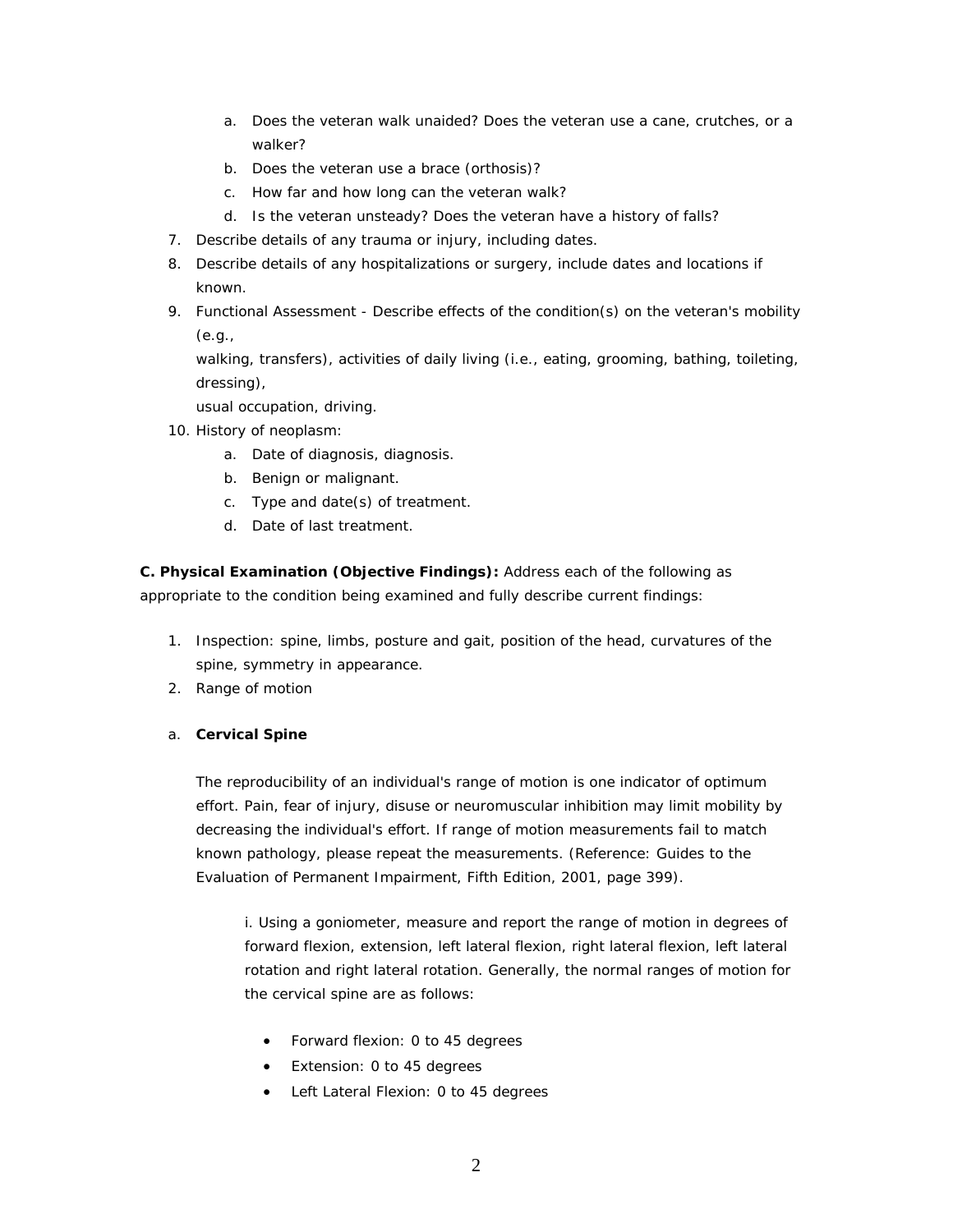a. Does the veteran walk unaided? Does the veteran use a cane, crutches, or a walker?
   b. Does the veteran use a brace (orthosis)?
   c. How far and how long can the veteran walk?
   d. Is the veteran unsteady? Does the veteran have a history of falls?

7. Describe details of any trauma or injury, including dates.
8. Describe details of any hospitalizations or surgery, include dates and locations if known.
9. Functional Assessment - Describe effects of the condition(s) on the veteran's mobility (e.g.,
   walking, transfers), activities of daily living (i.e., eating, grooming, bathing, toileting, dressing),
   usual occupation, driving.
10. History of neoplasm:
    a. Date of diagnosis, diagnosis.
    b. Benign or malignant.
    c. Type and date(s) of treatment.
    d. Date of last treatment.

**C. Physical Examination (Objective Findings):** Address each of the following as appropriate to the condition being examined and fully describe current findings:

1. Inspection: spine, limbs, posture and gait, position of the head, curvatures of the spine, symmetry in appearance.
2. Range of motion

a. **Cervical Spine**

The reproducibility of an individual's range of motion is one indicator of optimum effort. Pain, fear of injury, disuse or neuromuscular inhibition may limit mobility by decreasing the individual's effort. If range of motion measurements fail to match known pathology, please repeat the measurements. (Reference: Guides to the Evaluation of Permanent Impairment, Fifth Edition, 2001, page 399).

i. Using a goniometer, measure and report the range of motion in degrees of forward flexion, extension, left lateral flexion, right lateral flexion, left lateral rotation and right lateral rotation. Generally, the normal ranges of motion for the cervical spine are as follows:

- Forward flexion: 0 to 45 degrees
- Extension: 0 to 45 degrees
- Left Lateral Flexion: 0 to 45 degrees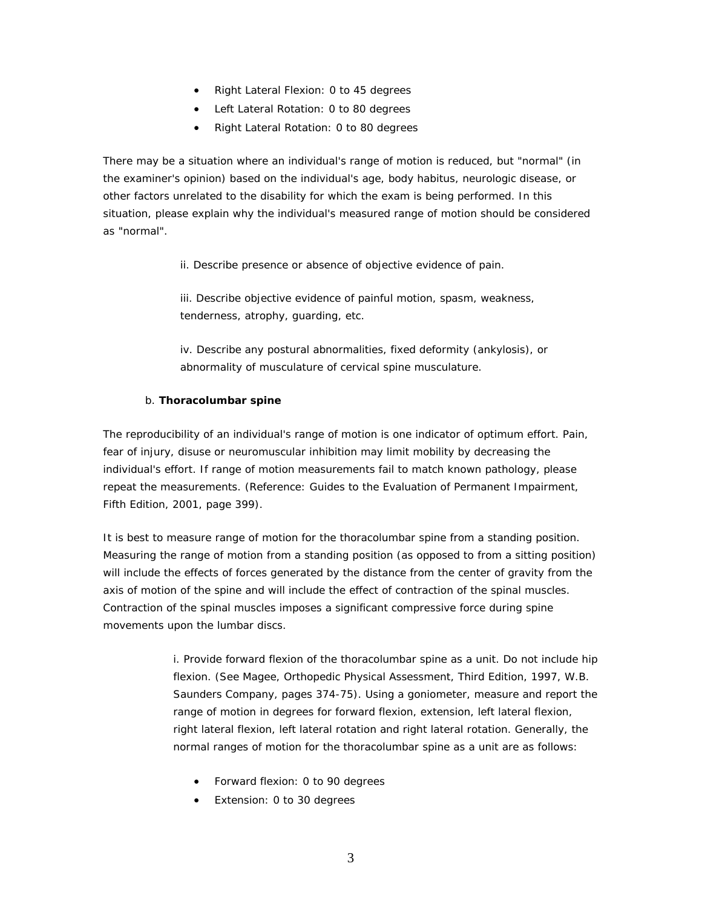- Right Lateral Flexion: 0 to 45 degrees
- Left Lateral Rotation: 0 to 80 degrees
- Right Lateral Rotation: 0 to 80 degrees

There may be a situation where an individual's range of motion is reduced, but "normal" (in the examiner's opinion) based on the individual's age, body habitus, neurologic disease, or other factors unrelated to the disability for which the exam is being performed. In this situation, please explain why the individual's measured range of motion should be considered as "normal".

ii. Describe presence or absence of objective evidence of pain.

iii. Describe objective evidence of painful motion, spasm, weakness, tenderness, atrophy, guarding, etc.

iv. Describe any postural abnormalities, fixed deformity (ankylosis), or abnormality of musculature of cervical spine musculature.

b. **Thoracolumbar spine**

The reproducibility of an individual's range of motion is one indicator of optimum effort. Pain, fear of injury, disuse or neuromuscular inhibition may limit mobility by decreasing the individual's effort. If range of motion measurements fail to match known pathology, please repeat the measurements. (Reference: Guides to the Evaluation of Permanent Impairment, Fifth Edition, 2001, page 399).

It is best to measure range of motion for the thoracolumbar spine from a standing position. Measuring the range of motion from a standing position (as opposed to from a sitting position) will include the effects of forces generated by the distance from the center of gravity from the axis of motion of the spine and will include the effect of contraction of the spinal muscles. Contraction of the spinal muscles imposes a significant compressive force during spine movements upon the lumbar discs.

i. Provide forward flexion of the thoracolumbar spine as a unit. Do not include hip flexion. (See Magee, Orthopedic Physical Assessment, Third Edition, 1997, W.B. Saunders Company, pages 374-75). Using a goniometer, measure and report the range of motion in degrees for forward flexion, extension, left lateral flexion, right lateral flexion, left lateral rotation and right lateral rotation. Generally, the normal ranges of motion for the thoracolumbar spine as a unit are as follows:

- Forward flexion: 0 to 90 degrees
- Extension: 0 to 30 degrees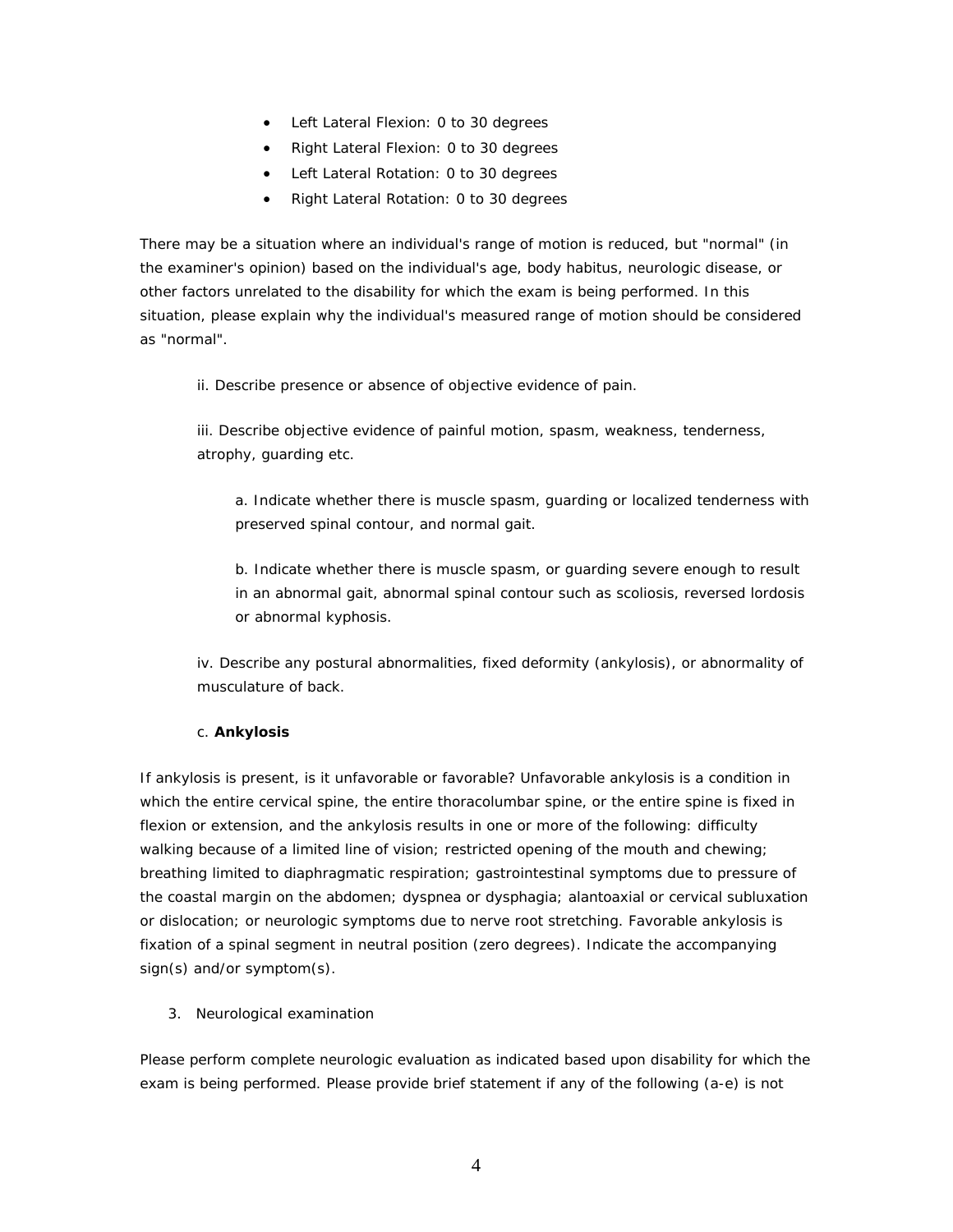- Left Lateral Flexion: 0 to 30 degrees
- Right Lateral Flexion: 0 to 30 degrees
- Left Lateral Rotation: 0 to 30 degrees
- Right Lateral Rotation: 0 to 30 degrees

There may be a situation where an individual's range of motion is reduced, but "normal" (in the examiner's opinion) based on the individual's age, body habitus, neurologic disease, or other factors unrelated to the disability for which the exam is being performed. In this situation, please explain why the individual's measured range of motion should be considered as "normal".

ii. Describe presence or absence of objective evidence of pain.

iii. Describe objective evidence of painful motion, spasm, weakness, tenderness, atrophy, guarding etc.

a. Indicate whether there is muscle spasm, guarding or localized tenderness with preserved spinal contour, and normal gait.

b. Indicate whether there is muscle spasm, or guarding severe enough to result in an abnormal gait, abnormal spinal contour such as scoliosis, reversed lordosis or abnormal kyphosis.

iv. Describe any postural abnormalities, fixed deformity (ankylosis), or abnormality of musculature of back.

c. **Ankylosis**

If ankylosis is present, is it unfavorable or favorable? Unfavorable ankylosis is a condition in which the entire cervical spine, the entire thoracolumbar spine, or the entire spine is fixed in flexion or extension, and the ankylosis results in one or more of the following: difficulty walking because of a limited line of vision; restricted opening of the mouth and chewing; breathing limited to diaphragmatic respiration; gastrointestinal symptoms due to pressure of the coastal margin on the abdomen; dyspnea or dysphagia; alantoaxial or cervical subluxation or dislocation; or neurologic symptoms due to nerve root stretching. Favorable ankylosis is fixation of a spinal segment in neutral position (zero degrees). Indicate the accompanying sign(s) and/or symptom(s).

3. Neurological examination

Please perform complete neurologic evaluation as indicated based upon disability for which the exam is being performed. Please provide brief statement if any of the following (a-e) is not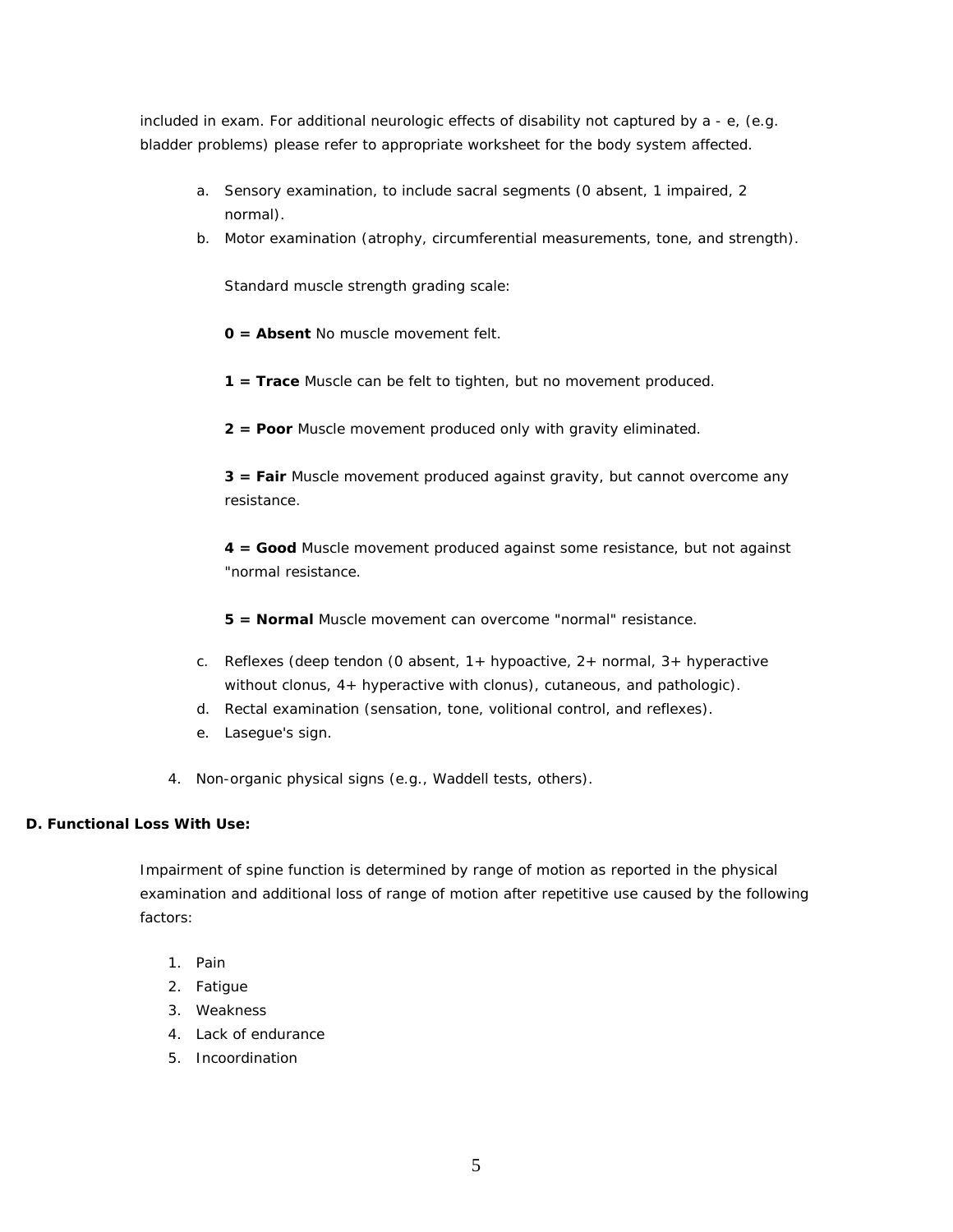included in exam. For additional neurologic effects of disability not captured by a - e, (e.g. bladder problems) please refer to appropriate worksheet for the body system affected.

a. Sensory examination, to include sacral segments (0 absent, 1 impaired, 2 normal).
b. Motor examination (atrophy, circumferential measurements, tone, and strength).

   Standard muscle strength grading scale:

   **0 = Absent** No muscle movement felt.

   **1 = Trace** Muscle can be felt to tighten, but no movement produced.

   **2 = Poor** Muscle movement produced only with gravity eliminated.

   **3 = Fair** Muscle movement produced against gravity, but cannot overcome any resistance.

   **4 = Good** Muscle movement produced against some resistance, but not against "normal resistance.

   **5 = Normal** Muscle movement can overcome "normal" resistance.

c. Reflexes (deep tendon (0 absent, 1+ hypoactive, 2+ normal, 3+ hyperactive without clonus, 4+ hyperactive with clonus), cutaneous, and pathologic).
d. Rectal examination (sensation, tone, volitional control, and reflexes).
e. Lasegue's sign.

4. Non-organic physical signs (e.g., Waddell tests, others).

**D. Functional Loss With Use:**

Impairment of spine function is determined by range of motion as reported in the physical examination and additional loss of range of motion after repetitive use caused by the following factors:

1. Pain
2. Fatigue
3. Weakness
4. Lack of endurance
5. Incoordination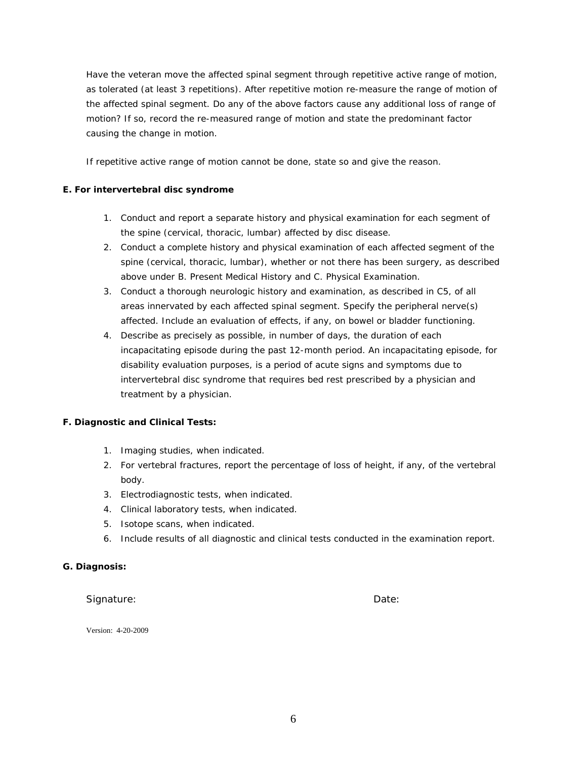Have the veteran move the affected spinal segment through repetitive active range of motion, as tolerated (at least 3 repetitions). After repetitive motion re-measure the range of motion of the affected spinal segment. Do any of the above factors cause any additional loss of range of motion? If so, record the re-measured range of motion and state the predominant factor causing the change in motion.

If repetitive active range of motion cannot be done, state so and give the reason.

**E. For intervertebral disc syndrome**

1. Conduct and report a separate history and physical examination for each segment of the spine (cervical, thoracic, lumbar) affected by disc disease.
2. Conduct a complete history and physical examination of each affected segment of the spine (cervical, thoracic, lumbar), whether or not there has been surgery, as described above under B. Present Medical History and C. Physical Examination.
3. Conduct a thorough neurologic history and examination, as described in C5, of all areas innervated by each affected spinal segment. Specify the peripheral nerve(s) affected. Include an evaluation of effects, if any, on bowel or bladder functioning.
4. Describe as precisely as possible, in number of days, the duration of each incapacitating episode during the past 12-month period. An incapacitating episode, for disability evaluation purposes, is a period of acute signs and symptoms due to intervertebral disc syndrome that requires bed rest prescribed by a physician and treatment by a physician.

**F. Diagnostic and Clinical Tests:**

1. Imaging studies, when indicated.
2. For vertebral fractures, report the percentage of loss of height, if any, of the vertebral body.
3. Electrodiagnostic tests, when indicated.
4. Clinical laboratory tests, when indicated.
5. Isotope scans, when indicated.
6. Include results of all diagnostic and clinical tests conducted in the examination report.

**G. Diagnosis:**

Signature: Date:

Version: 4-20-2009